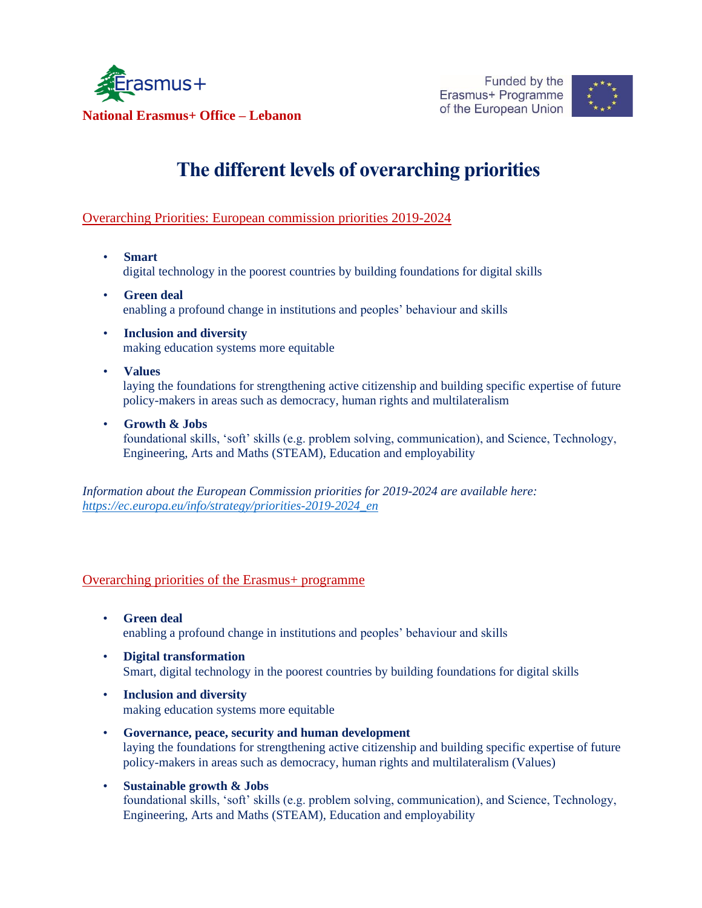**National Erasmus+ Office – Lebanon**

Funded by the Erasmus+ Programme of the European Union

# The different levels of overarching priorities

## Overarching Priorities: European commission priorities 2019-2024

- **Smart**
  digital technology in the poorest countries by building foundations for digital skills
- **Green deal**
  enabling a profound change in institutions and peoples' behaviour and skills
- **Inclusion and diversity**
  making education systems more equitable
- **Values**
  laying the foundations for strengthening active citizenship and building specific expertise of future policy-makers in areas such as democracy, human rights and multilateralism
- **Growth & Jobs**
  foundational skills, 'soft' skills (e.g. problem solving, communication), and Science, Technology, Engineering, Arts and Maths (STEAM), Education and employability

*Information about the European Commission priorities for 2019-2024 are available here: https://ec.europa.eu/info/strategy/priorities-2019-2024_en*

## Overarching priorities of the Erasmus+ programme

- **Green deal**
  enabling a profound change in institutions and peoples' behaviour and skills
- **Digital transformation**
  Smart, digital technology in the poorest countries by building foundations for digital skills
- **Inclusion and diversity**
  making education systems more equitable
- **Governance, peace, security and human development**
  laying the foundations for strengthening active citizenship and building specific expertise of future policy-makers in areas such as democracy, human rights and multilateralism (Values)
- **Sustainable growth & Jobs**
  foundational skills, 'soft' skills (e.g. problem solving, communication), and Science, Technology, Engineering, Arts and Maths (STEAM), Education and employability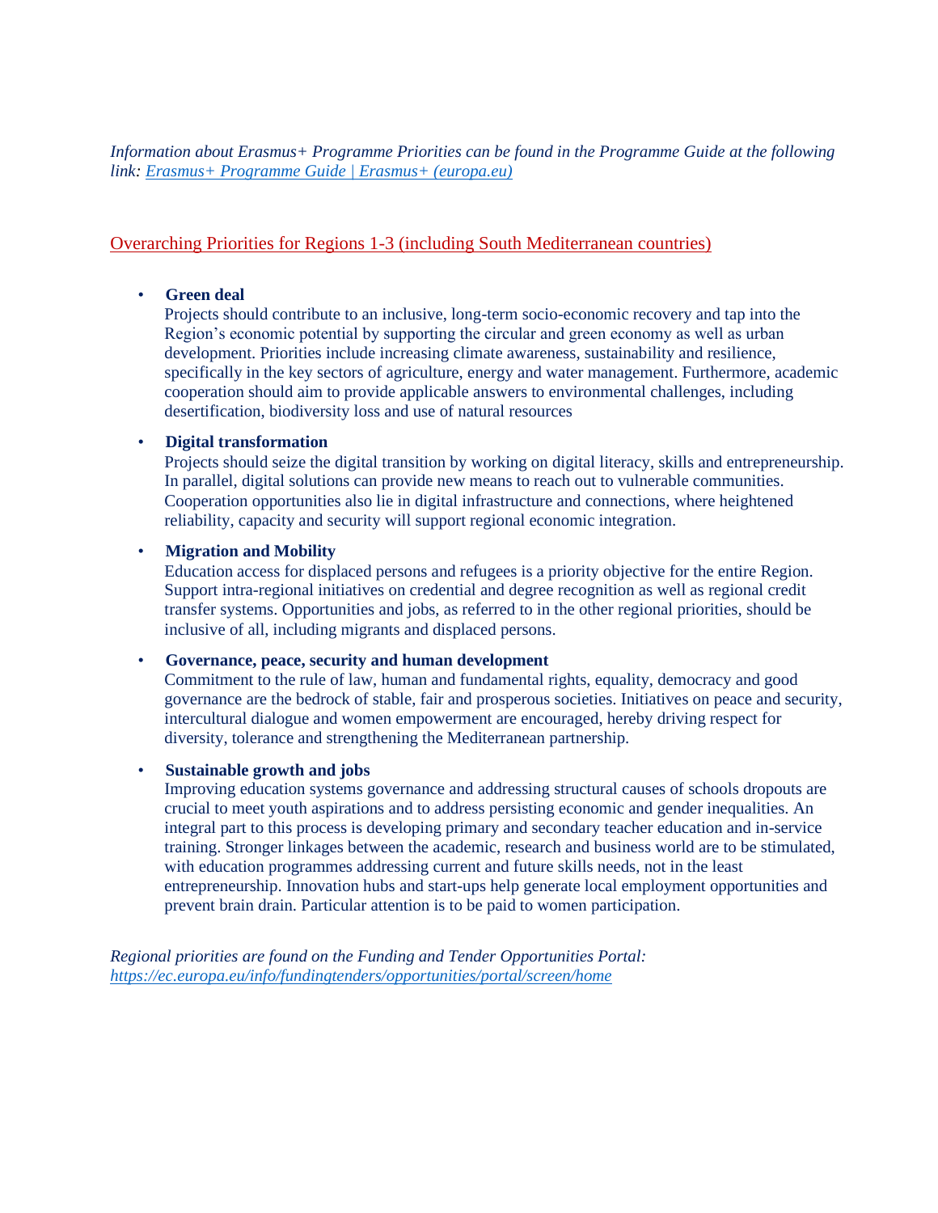*Information about Erasmus+ Programme Priorities can be found in the Programme Guide at the following link: [Erasmus+ Programme Guide | Erasmus+ (europa.eu)]()*

## Overarching Priorities for Regions 1-3 (including South Mediterranean countries)

- **Green deal**
  Projects should contribute to an inclusive, long-term socio-economic recovery and tap into the Region's economic potential by supporting the circular and green economy as well as urban development. Priorities include increasing climate awareness, sustainability and resilience, specifically in the key sectors of agriculture, energy and water management. Furthermore, academic cooperation should aim to provide applicable answers to environmental challenges, including desertification, biodiversity loss and use of natural resources

- **Digital transformation**
  Projects should seize the digital transition by working on digital literacy, skills and entrepreneurship. In parallel, digital solutions can provide new means to reach out to vulnerable communities. Cooperation opportunities also lie in digital infrastructure and connections, where heightened reliability, capacity and security will support regional economic integration.

- **Migration and Mobility**
  Education access for displaced persons and refugees is a priority objective for the entire Region. Support intra-regional initiatives on credential and degree recognition as well as regional credit transfer systems. Opportunities and jobs, as referred to in the other regional priorities, should be inclusive of all, including migrants and displaced persons.

- **Governance, peace, security and human development**
  Commitment to the rule of law, human and fundamental rights, equality, democracy and good governance are the bedrock of stable, fair and prosperous societies. Initiatives on peace and security, intercultural dialogue and women empowerment are encouraged, hereby driving respect for diversity, tolerance and strengthening the Mediterranean partnership.

- **Sustainable growth and jobs**
  Improving education systems governance and addressing structural causes of schools dropouts are crucial to meet youth aspirations and to address persisting economic and gender inequalities. An integral part to this process is developing primary and secondary teacher education and in-service training. Stronger linkages between the academic, research and business world are to be stimulated, with education programmes addressing current and future skills needs, not in the least entrepreneurship. Innovation hubs and start-ups help generate local employment opportunities and prevent brain drain. Particular attention is to be paid to women participation.

*Regional priorities are found on the Funding and Tender Opportunities Portal: [https://ec.europa.eu/info/fundingtenders/opportunities/portal/screen/home](https://ec.europa.eu/info/fundingtenders/opportunities/portal/screen/home)*